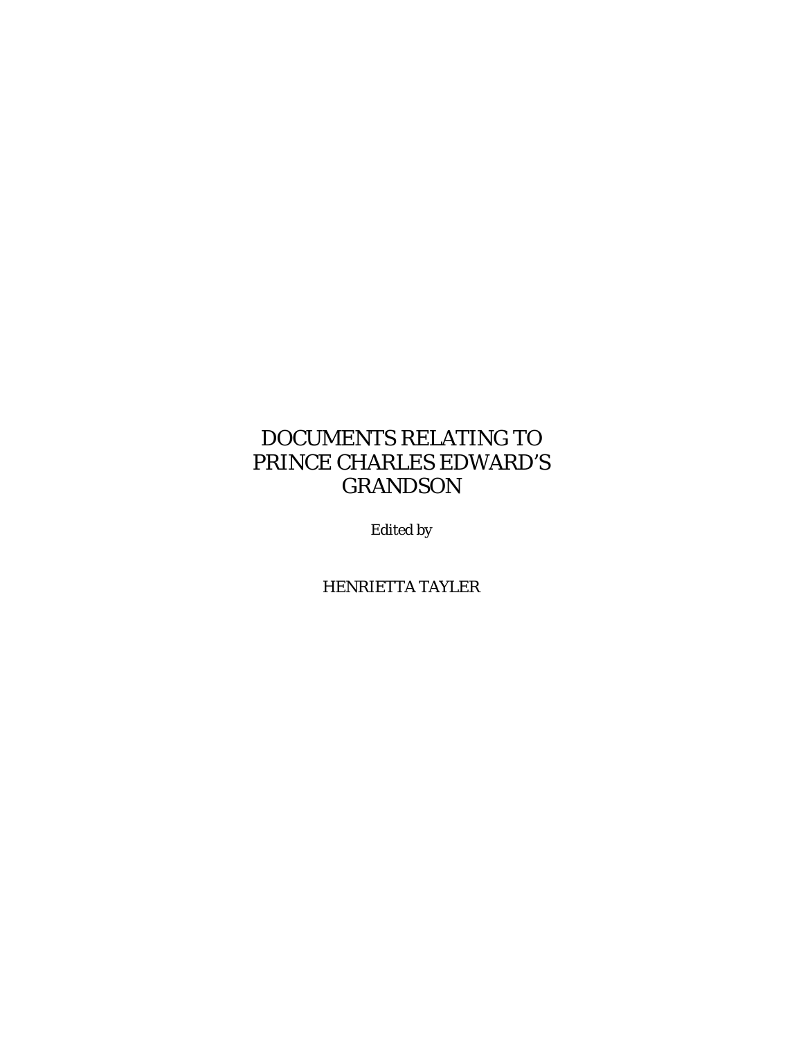# DOCUMENTS RELATING TO PRINCE CHARLES EDWARD'S GRANDSON

*Edited by*

HENRIETTA TAYLER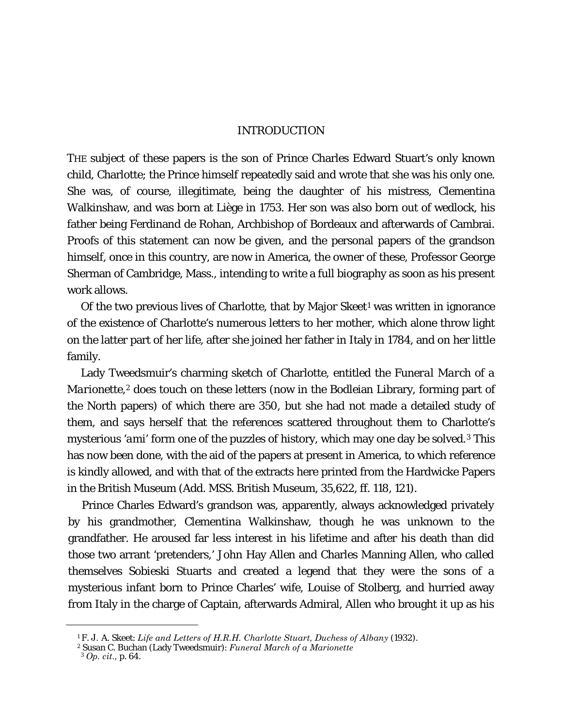## INTRODUCTION

THE subject of these papers is the son of Prince Charles Edward Stuart's only known child, Charlotte; the Prince himself repeatedly said and wrote that she was his only one. She was, of course, illegitimate, being the daughter of his mistress, Clementina Walkinshaw, and was born at Liège in 1753. Her son was also born out of wedlock, his father being Ferdinand de Rohan, Archbishop of Bordeaux and afterwards of Cambrai. Proofs of this statement can now be given, and the personal papers of the grandson himself, once in this country, are now in America, the owner of these, Professor George Sherman of Cambridge, Mass., intending to write a full biography as soon as his present work allows.

Of the two previous lives of Charlotte, that by Major Skeet[1] was written in ignorance of the existence of Charlotte's numerous letters to her mother, which alone throw light on the latter part of her life, after she joined her father in Italy in 1784, and on her little family.

Lady Tweedsmuir's charming sketch of Charlotte, entitled the *Funeral March of a Marionette*,[2] does touch on these letters (now in the Bodleian Library, forming part of the North papers) of which there are 350, but she had not made a detailed study of them, and says herself that the references scattered throughout them to Charlotte's mysterious '*ami*' form one of the puzzles of history, which may one day be solved.[3] This has now been done, with the aid of the papers at present in America, to which reference is kindly allowed, and with that of the extracts here printed from the Hardwicke Papers in the British Museum (Add. MSS. British Museum, 35,622, ff. 118, 121).

Prince Charles Edward's grandson was, apparently, always acknowledged privately by his grandmother, Clementina Walkinshaw, though he was unknown to the grandfather. He aroused far less interest in his lifetime and after his death than did those two arrant 'pretenders,' John Hay Allen and Charles Manning Allen, who called themselves Sobieski Stuarts and created a legend that they were the sons of a mysterious infant born to Prince Charles' wife, Louise of Stolberg, and hurried away from Italy in the charge of Captain, afterwards Admiral, Allen who brought it up as his

---

[1] F. J. A. Skeet: *Life and Letters of H.R.H. Charlotte Stuart, Duchess of Albany* (1932).

[2] Susan C. Buchan (Lady Tweedsmuir): *Funeral March of a Marionette*

[3] *Op. cit.*, p. 64.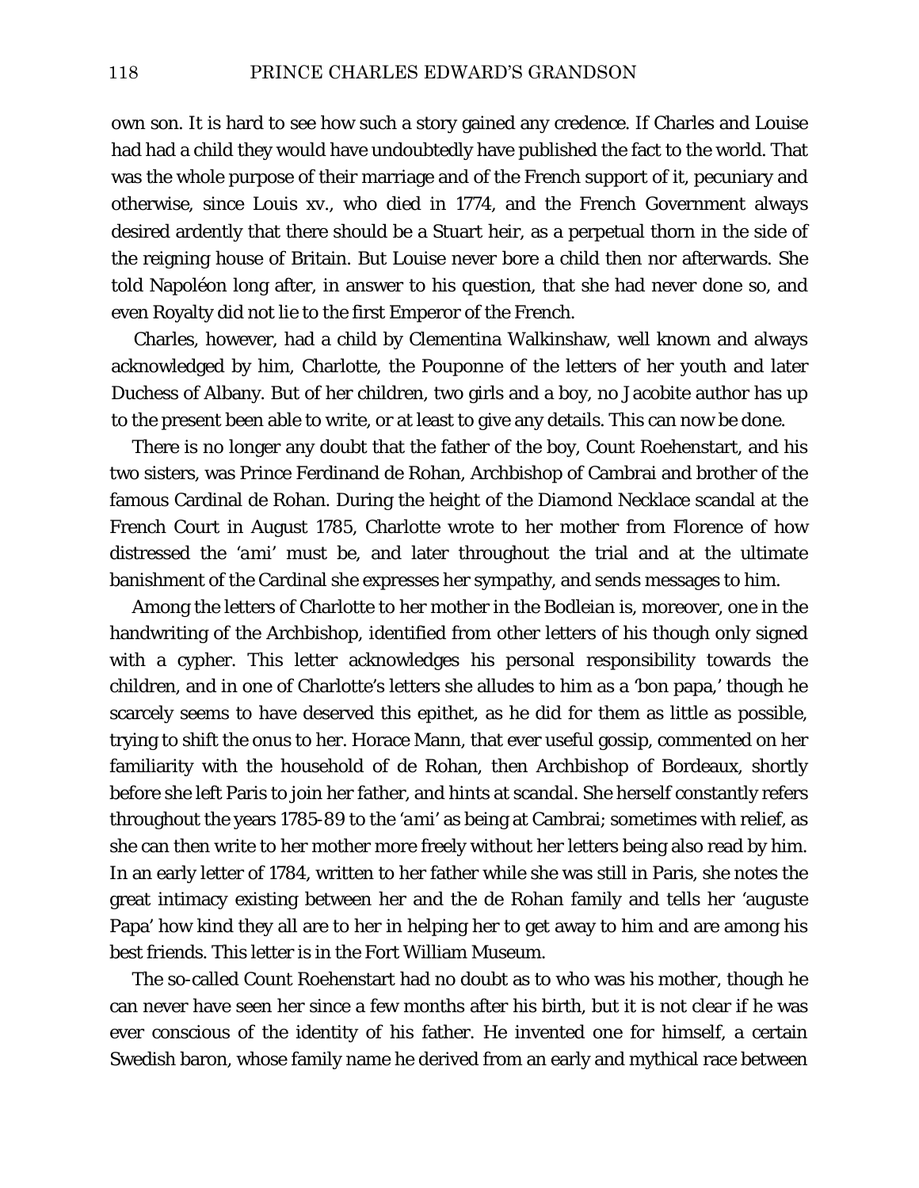own son. It is hard to see how such a story gained any credence. If Charles and Louise had had a child they would have undoubtedly have published the fact to the world. That was the whole purpose of their marriage and of the French support of it, pecuniary and otherwise, since Louis xv., who died in 1774, and the French Government always desired ardently that there should be a Stuart heir, as a perpetual thorn in the side of the reigning house of Britain. But Louise never bore a child then nor afterwards. She told Napoléon long after, in answer to his question, that she had never done so, and even Royalty did not lie to the first Emperor of the French.

Charles, however, had a child by Clementina Walkinshaw, well known and always acknowledged by him, Charlotte, the Pouponne of the letters of her youth and later Duchess of Albany. But of her children, two girls and a boy, no Jacobite author has up to the present been able to write, or at least to give any details. This can now be done.

There is no longer any doubt that the father of the boy, Count Roehenstart, and his two sisters, was Prince Ferdinand de Rohan, Archbishop of Cambrai and brother of the famous Cardinal de Rohan. During the height of the Diamond Necklace scandal at the French Court in August 1785, Charlotte wrote to her mother from Florence of how distressed the '*ami*' must be, and later throughout the trial and at the ultimate banishment of the Cardinal she expresses her sympathy, and sends messages to him.

Among the letters of Charlotte to her mother in the Bodleian is, moreover, one in the handwriting of the Archbishop, identified from other letters of his though only signed with a cypher. This letter acknowledges his personal responsibility towards the children, and in one of Charlotte's letters she alludes to him as a '*bon papa*,' though he scarcely seems to have deserved this epithet, as he did for them as little as possible, trying to shift the onus to her. Horace Mann, that ever useful gossip, commented on her familiarity with the household of de Rohan, then Archbishop of Bordeaux, shortly before she left Paris to join her father, and hints at scandal. She herself constantly refers throughout the years 1785-89 to the '*ami*' as being at Cambrai; sometimes with relief, as she can then write to her mother more freely without her letters being also read by him. In an early letter of 1784, written to her father while she was still in Paris, she notes the great intimacy existing between her and the de Rohan family and tells her '*auguste Papa*' how kind they all are to her in helping her to get away to him and are among his best friends. This letter is in the Fort William Museum.

The so-called Count Roehenstart had no doubt as to who was his mother, though he can never have seen her since a few months after his birth, but it is not clear if he was ever conscious of the identity of his father. He invented one for himself, a certain Swedish baron, whose family name he derived from an early and mythical race between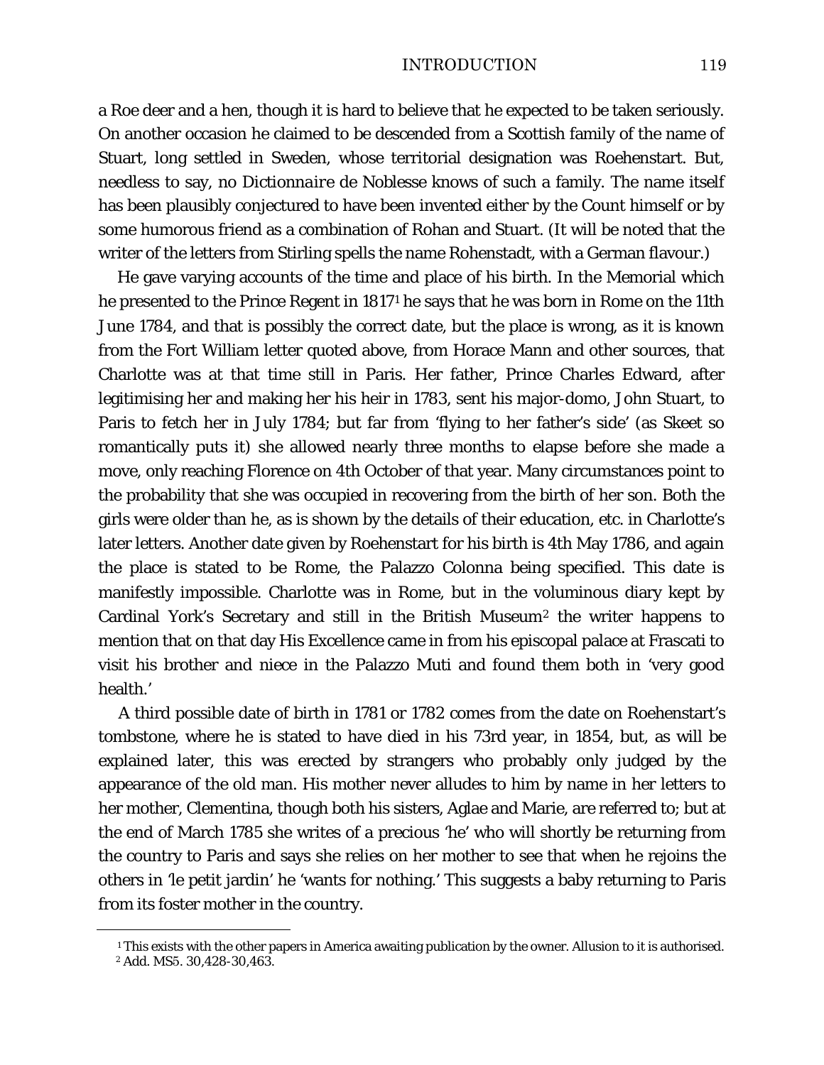a Roe deer and a hen, though it is hard to believe that he expected to be taken seriously. On another occasion he claimed to be descended from a Scottish family of the name of Stuart, long settled in Sweden, whose territorial designation was Roehenstart. But, needless to say, no *Dictionnaire* de Noblesse knows of such a family. The name itself has been plausibly conjectured to have been invented either by the Count himself or by some humorous friend as a combination of Rohan and Stuart. (It will be noted that the writer of the letters from Stirling spells the name Rohenstadt, with a German flavour.)

He gave varying accounts of the time and place of his birth. In the Memorial which he presented to the Prince Regent in 1817[1] he says that he was born in Rome on the 11th June 1784, and that is possibly the correct date, but the place is wrong, as it is known from the Fort William letter quoted above, from Horace Mann and other sources, that Charlotte was at that time still in Paris. Her father, Prince Charles Edward, after legitimising her and making her his heir in 1783, sent his major-domo, John Stuart, to Paris to fetch her in July 1784; but far from 'flying to her father's side' (as Skeet so romantically puts it) she allowed nearly three months to elapse before she made a move, only reaching Florence on 4th October of that year. Many circumstances point to the probability that she was occupied in recovering from the birth of her son. Both the girls were older than he, as is shown by the details of their education, etc. in Charlotte's later letters. Another date given by Roehenstart for his birth is 4th May 1786, and again the place is stated to be Rome, the Palazzo Colonna being specified. This date is manifestly impossible. Charlotte was in Rome, but in the voluminous diary kept by Cardinal York's Secretary and still in the British Museum[2] the writer happens to mention that on that day His Excellence came in from his episcopal palace at Frascati to visit his brother and niece in the Palazzo Muti and found them both in 'very good health.'

A third possible date of birth in 1781 or 1782 comes from the date on Roehenstart's tombstone, where he is stated to have died in his 73rd year, in 1854, but, as will be explained later, this was erected by strangers who probably only judged by the appearance of the old man. His mother never alludes to him by name in her letters to her mother, Clementina, though both his sisters, Aglae and Marie, are referred to; but at the end of March 1785 she writes of a precious 'he' who will shortly be returning from the country to Paris and says she relies on her mother to see that when he rejoins the others in 'le petit jardin' he 'wants for nothing.' This suggests a baby returning to Paris from its foster mother in the country.

---

[1] This exists with the other papers in America awaiting publication by the owner. Allusion to it is authorised.

[2] Add. MS5. 30,428-30,463.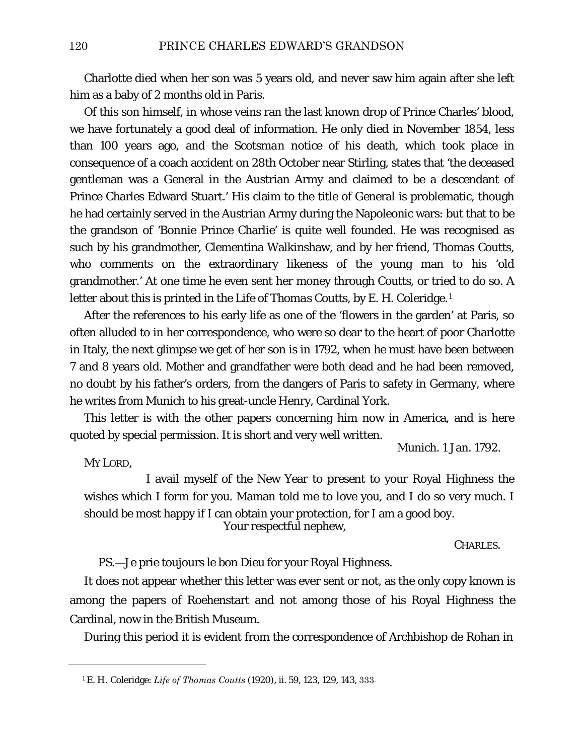Charlotte died when her son was 5 years old, and never saw him again after she left him as a baby of 2 months old in Paris.

Of this son himself, in whose veins ran the last known drop of Prince Charles' blood, we have fortunately a good deal of information. He only died in November 1854, less than 100 years ago, and the *Scotsman* notice of his death, which took place in consequence of a coach accident on 28th October near Stirling, states that 'the deceased gentleman was a General in the Austrian Army and claimed to be a descendant of Prince Charles Edward Stuart.' His claim to the title of General is problematic, though he had certainly served in the Austrian Army during the Napoleonic wars: but that to be the grandson of 'Bonnie Prince Charlie' is quite well founded. He was recognised as such by his grandmother, Clementina Walkinshaw, and by her friend, Thomas Coutts, who comments on the extraordinary likeness of the young man to his 'old grandmother.' At one time he even sent her money through Coutts, or tried to do so. A letter about this is printed in the *Life of Thomas Coutts*, by E. H. Coleridge.[1]

After the references to his early life as one of the 'flowers in the garden' at Paris, so often alluded to in her correspondence, who were so dear to the heart of poor Charlotte in Italy, the next glimpse we get of her son is in 1792, when he must have been between 7 and 8 years old. Mother and grandfather were both dead and he had been removed, no doubt by his father's orders, from the dangers of Paris to safety in Germany, where he writes from Munich to his great-uncle Henry, Cardinal York.

This letter is with the other papers concerning him now in America, and is here quoted by special permission. It is short and very well written.

> Munich. 1 Jan. 1792.
>
> MY LORD,
>
> I avail myself of the New Year to present to your Royal Highness the wishes which I form for you. Maman told me to love you, and I do so very much. I should be most happy if I can obtain your protection, for I am a good boy.
>
> Your respectful nephew,
>
> CHARLES.
>
> PS.—Je prie toujours le bon Dieu for your Royal Highness.

It does not appear whether this letter was ever sent or not, as the only copy known is among the papers of Roehenstart and not among those of his Royal Highness the Cardinal, now in the British Museum.

During this period it is evident from the correspondence of Archbishop de Rohan in

---

[1] E. H. Coleridge: *Life of Thomas Coutts* (1920), ii. 59, 123, 129, 143, 333.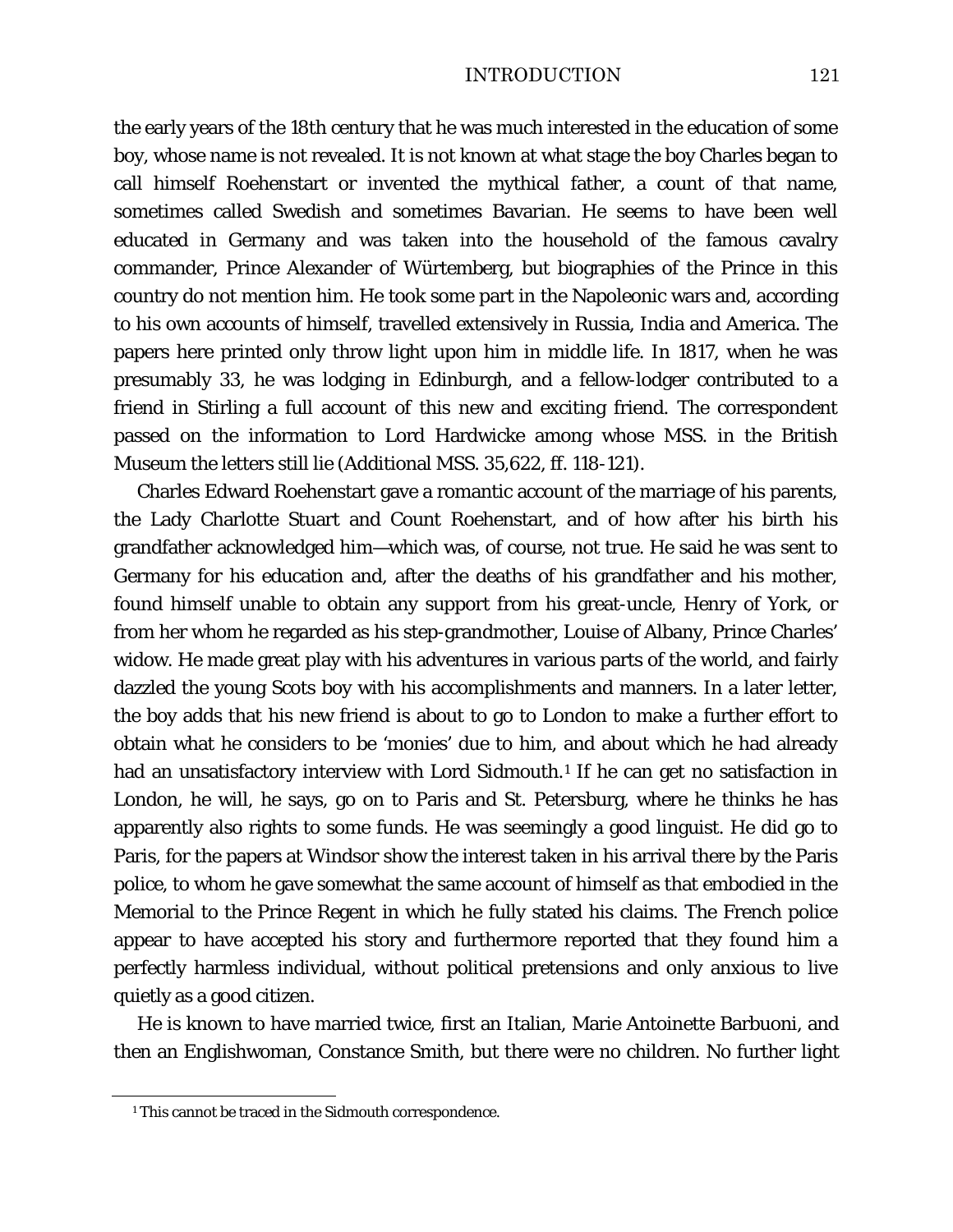the early years of the 18th century that he was much interested in the education of some boy, whose name is not revealed. It is not known at what stage the boy Charles began to call himself Roehenstart or invented the mythical father, a count of that name, sometimes called Swedish and sometimes Bavarian. He seems to have been well educated in Germany and was taken into the household of the famous cavalry commander, Prince Alexander of Würtemberg, but biographies of the Prince in this country do not mention him. He took some part in the Napoleonic wars and, according to his own accounts of himself, travelled extensively in Russia, India and America. The papers here printed only throw light upon him in middle life. In 1817, when he was presumably 33, he was lodging in Edinburgh, and a fellow-lodger contributed to a friend in Stirling a full account of this new and exciting friend. The correspondent passed on the information to Lord Hardwicke among whose MSS. in the British Museum the letters still lie (Additional MSS. 35,622, ff. 118-121).

Charles Edward Roehenstart gave a romantic account of the marriage of his parents, the Lady Charlotte Stuart and Count Roehenstart, and of how after his birth his grandfather acknowledged him—which was, of course, not true. He said he was sent to Germany for his education and, after the deaths of his grandfather and his mother, found himself unable to obtain any support from his great-uncle, Henry of York, or from her whom he regarded as his step-grandmother, Louise of Albany, Prince Charles' widow. He made great play with his adventures in various parts of the world, and fairly dazzled the young Scots boy with his accomplishments and manners. In a later letter, the boy adds that his new friend is about to go to London to make a further effort to obtain what he considers to be 'monies' due to him, and about which he had already had an unsatisfactory interview with Lord Sidmouth.[1] If he can get no satisfaction in London, he will, he says, go on to Paris and St. Petersburg, where he thinks he has apparently also rights to some funds. He was seemingly a good linguist. He did go to Paris, for the papers at Windsor show the interest taken in his arrival there by the Paris police, to whom he gave somewhat the same account of himself as that embodied in the Memorial to the Prince Regent in which he fully stated his claims. The French police appear to have accepted his story and furthermore reported that they found him a perfectly harmless individual, without political pretensions and only anxious to live quietly as a good citizen.

He is known to have married twice, first an Italian, Marie Antoinette Barbuoni, and then an Englishwoman, Constance Smith, but there were no children. No further light

[1] This cannot be traced in the Sidmouth correspondence.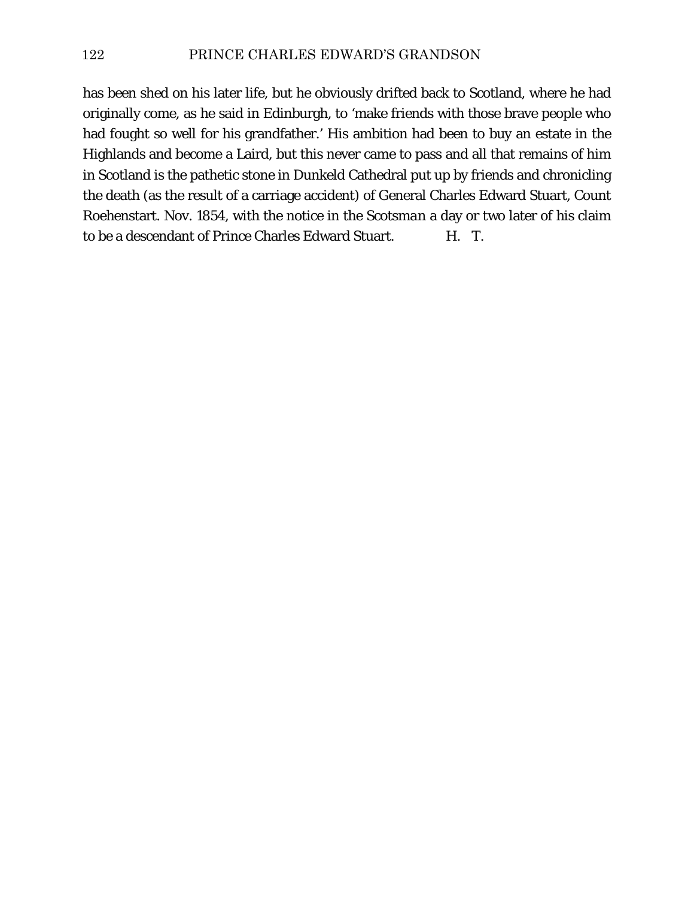has been shed on his later life, but he obviously drifted back to Scotland, where he had originally come, as he said in Edinburgh, to 'make friends with those brave people who had fought so well for his grandfather.' His ambition had been to buy an estate in the Highlands and become a Laird, but this never came to pass and all that remains of him in Scotland is the pathetic stone in Dunkeld Cathedral put up by friends and chronicling the death (as the result of a carriage accident) of General Charles Edward Stuart, Count Roehenstart. Nov. 1854, with the notice in the *Scotsman* a day or two later of his claim to be a descendant of Prince Charles Edward Stuart. H. T.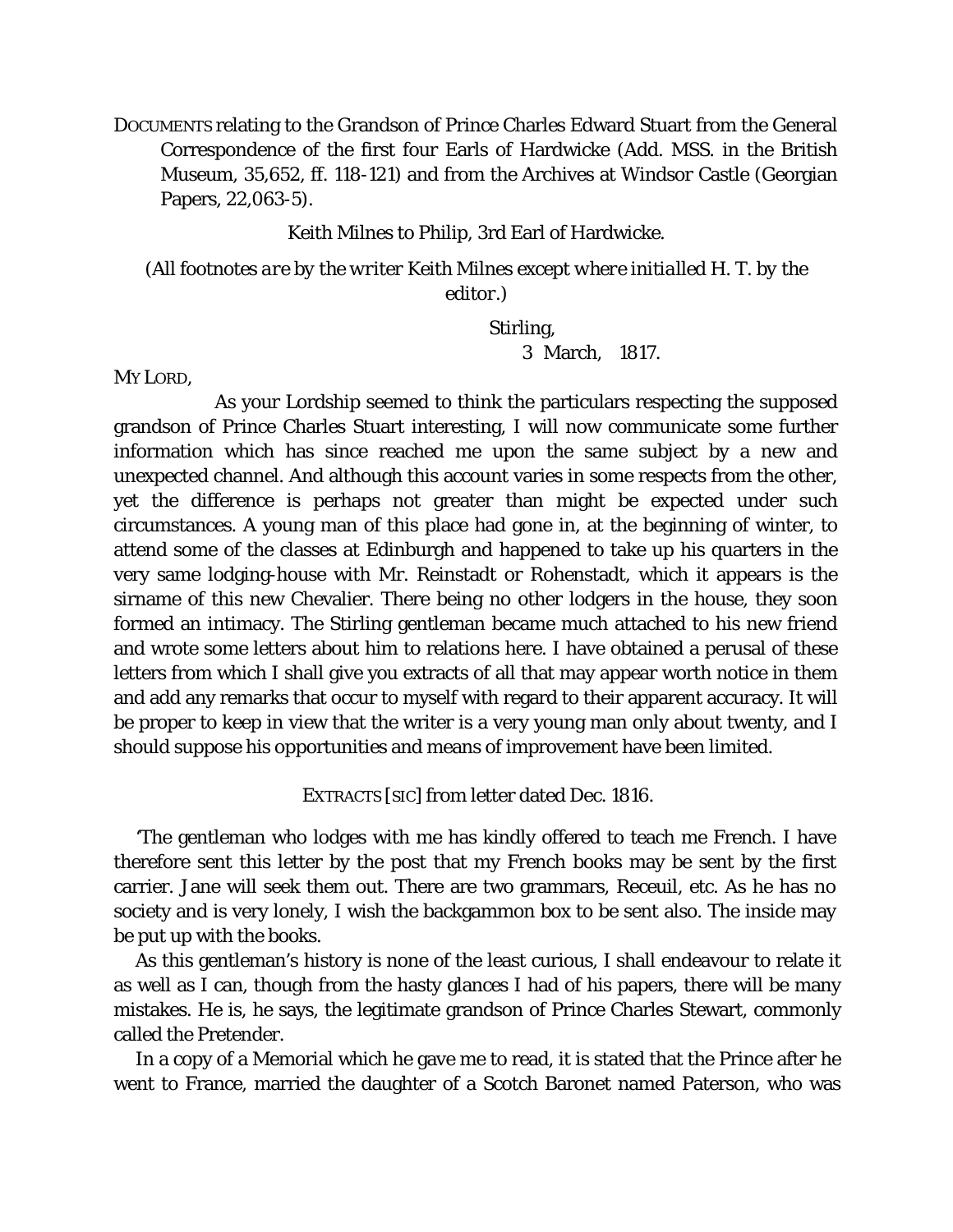DOCUMENTS relating to the Grandson of Prince Charles Edward Stuart from the General Correspondence of the first four Earls of Hardwicke (Add. MSS. in the British Museum, 35,652, ff. 118-121) and from the Archives at Windsor Castle (Georgian Papers, 22,063-5).

Keith Milnes to Philip, 3rd Earl of Hardwicke.

(*All footnotes are by the writer Keith Milnes except where initialled H. T. by the editor.*)

Stirling,
3 March, 1817.

MY LORD,

As your Lordship seemed to think the particulars respecting the supposed grandson of Prince Charles Stuart interesting, I will now communicate some further information which has since reached me upon the same subject by a new and unexpected channel. And although this account varies in some respects from the other, yet the difference is perhaps not greater than might be expected under such circumstances. A young man of this place had gone in, at the beginning of winter, to attend some of the classes at Edinburgh and happened to take up his quarters in the very same lodging-house with Mr. Reinstadt or Rohenstadt, which it appears is the sirname of this new Chevalier. There being no other lodgers in the house, they soon formed an intimacy. The Stirling gentleman became much attached to his new friend and wrote some letters about him to relations here. I have obtained a perusal of these letters from which I shall give you extracts of all that may appear worth notice in them and add any remarks that occur to myself with regard to their apparent accuracy. It will be proper to keep in view that the writer is a very young man only about twenty, and I should suppose his opportunities and means of improvement have been limited.

EXTRACTS [SIC] from letter dated Dec. 1816.

'The gentleman who lodges with me has kindly offered to teach me French. I have therefore sent this letter by the post that my French books may be sent by the first carrier. Jane will seek them out. There are two grammars, Receuil, etc. As he has no society and is very lonely, I wish the backgammon box to be sent also. The inside may be put up with the books.

As this gentleman's history is none of the least curious, I shall endeavour to relate it as well as I can, though from the hasty glances I had of his papers, there will be many mistakes. He is, he says, the legitimate grandson of Prince Charles Stewart, commonly called the Pretender.

In a copy of a Memorial which he gave me to read, it is stated that the Prince after he went to France, married the daughter of a Scotch Baronet named Paterson, who was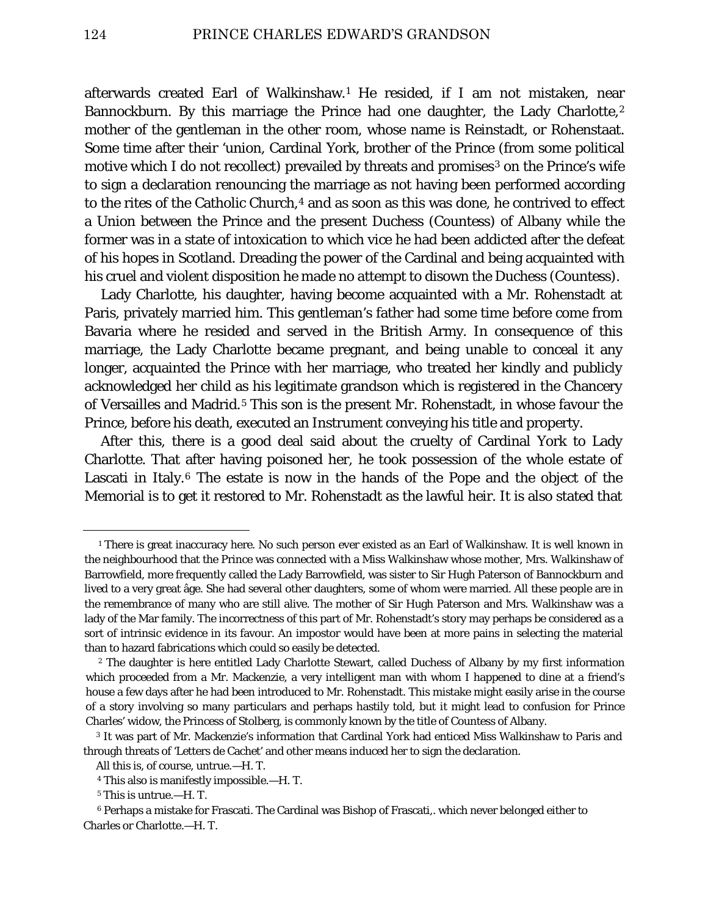afterwards created Earl of Walkinshaw.[1] He resided, if I am not mistaken, near Bannockburn. By this marriage the Prince had one daughter, the Lady Charlotte,[2] mother of the gentleman in the other room, whose name is Reinstadt, or Rohenstaat. Some time after their 'union, Cardinal York, brother of the Prince (from some political motive which I do not recollect) prevailed by threats and promises[3] on the Prince's wife to sign a declaration renouncing the marriage as not having been performed according to the rites of the Catholic Church,[4] and as soon as this was done, he contrived to effect a Union between the Prince and the present Duchess (Countess) of Albany while the former was in a state of intoxication to which vice he had been addicted after the defeat of his hopes in Scotland. Dreading the power of the Cardinal and being acquainted with his cruel and violent disposition he made no attempt to disown the Duchess (Countess).

Lady Charlotte, his daughter, having become acquainted with a Mr. Rohenstadt at Paris, privately married him. This gentleman's father had some time before come from Bavaria where he resided and served in the British Army. In consequence of this marriage, the Lady Charlotte became pregnant, and being unable to conceal it any longer, acquainted the Prince with her marriage, who treated her kindly and publicly acknowledged her child as his legitimate grandson which is registered in the Chancery of Versailles and Madrid.[5] This son is the present Mr. Rohenstadt, in whose favour the Prince, before his death, executed an Instrument conveying his title and property.

After this, there is a good deal said about the cruelty of Cardinal York to Lady Charlotte. That after having poisoned her, he took possession of the whole estate of Lascati in Italy.[6] The estate is now in the hands of the Pope and the object of the Memorial is to get it restored to Mr. Rohenstadt as the lawful heir. It is also stated that

---

[1] There is great inaccuracy here. No such person ever existed as an Earl of Walkinshaw. It is well known in the neighbourhood that the Prince was connected with a Miss Walkinshaw whose mother, Mrs. Walkinshaw of Barrowfield, more frequently called the Lady Barrowfield, was sister to Sir Hugh Paterson of Bannockburn and lived to a very great âge. She had several other daughters, some of whom were married. All these people are in the remembrance of many who are still alive. The mother of Sir Hugh Paterson and Mrs. Walkinshaw was a lady of the Mar family. The incorrectness of this part of Mr. Rohenstadt's story may perhaps be considered as a sort of intrinsic evidence in its favour. An impostor would have been at more pains in selecting the material than to hazard fabrications which could so easily be detected.

[2] The daughter is here entitled Lady Charlotte Stewart, called Duchess of Albany by my first information which proceeded from a Mr. Mackenzie, a very intelligent man with whom I happened to dine at a friend's house a few days after he had been introduced to Mr. Rohenstadt. This mistake might easily arise in the course of a story involving so many particulars and perhaps hastily told, but it might lead to confusion for Prince Charles' widow, the Princess of Stolberg, is commonly known by the title of Countess of Albany.

[3] It was part of Mr. Mackenzie's information that Cardinal York had enticed Miss Walkinshaw to Paris and through threats of 'Letters de Cachet' and other means induced her to sign the declaration.

All this is, of course, untrue.—H. T.

[4] This also is manifestly impossible.—H. T.

[5] This is untrue.—H. T.

[6] Perhaps a mistake for Frascati. The Cardinal was Bishop of Frascati,. which never belonged either to Charles or Charlotte.—H. T.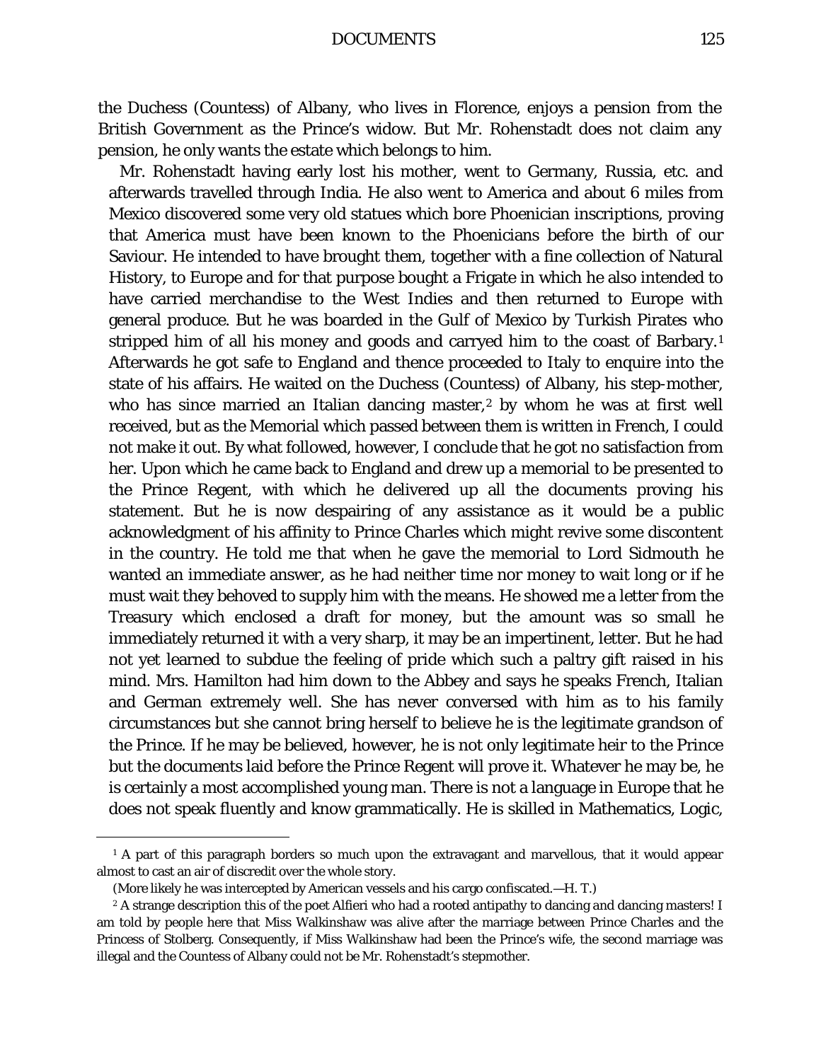the Duchess (Countess) of Albany, who lives in Florence, enjoys a pension from the British Government as the Prince's widow. But Mr. Rohenstadt does not claim any pension, he only wants the estate which belongs to him.

Mr. Rohenstadt having early lost his mother, went to Germany, Russia, etc. and afterwards travelled through India. He also went to America and about 6 miles from Mexico discovered some very old statues which bore Phoenician inscriptions, proving that America must have been known to the Phoenicians before the birth of our Saviour. He intended to have brought them, together with a fine collection of Natural History, to Europe and for that purpose bought a Frigate in which he also intended to have carried merchandise to the West Indies and then returned to Europe with general produce. But he was boarded in the Gulf of Mexico by Turkish Pirates who stripped him of all his money and goods and carryed him to the coast of Barbary.[1] Afterwards he got safe to England and thence proceeded to Italy to enquire into the state of his affairs. He waited on the Duchess (Countess) of Albany, his step-mother, who has since married an Italian dancing master,[2] by whom he was at first well received, but as the Memorial which passed between them is written in French, I could not make it out. By what followed, however, I conclude that he got no satisfaction from her. Upon which he came back to England and drew up a memorial to be presented to the Prince Regent, with which he delivered up all the documents proving his statement. But he is now despairing of any assistance as it would be a public acknowledgment of his affinity to Prince Charles which might revive some discontent in the country. He told me that when he gave the memorial to Lord Sidmouth he wanted an immediate answer, as he had neither time nor money to wait long or if he must wait they behoved to supply him with the means. He showed me a letter from the Treasury which enclosed a draft for money, but the amount was so small he immediately returned it with a very sharp, it may be an impertinent, letter. But he had not yet learned to subdue the feeling of pride which such a paltry gift raised in his mind. Mrs. Hamilton had him down to the Abbey and says he speaks French, Italian and German extremely well. She has never conversed with him as to his family circumstances but she cannot bring herself to believe he is the legitimate grandson of the Prince. If he may be believed, however, he is not only legitimate heir to the Prince but the documents laid before the Prince Regent will prove it. Whatever he may be, he is certainly a most accomplished young man. There is not a language in Europe that he does not speak fluently and know grammatically. He is skilled in Mathematics, Logic,

---

[1] A part of this paragraph borders so much upon the extravagant and marvellous, that it would appear almost to cast an air of discredit over the whole story.

(More likely he was intercepted by American vessels and his cargo confiscated.—H. T.)

[2] A strange description this of the poet Alfieri who had a rooted antipathy to dancing and dancing masters! I am told by people here that Miss Walkinshaw was alive after the marriage between Prince Charles and the Princess of Stolberg. Consequently, if Miss Walkinshaw had been the Prince's wife, the second marriage was illegal and the Countess of Albany could not be Mr. Rohenstadt's stepmother.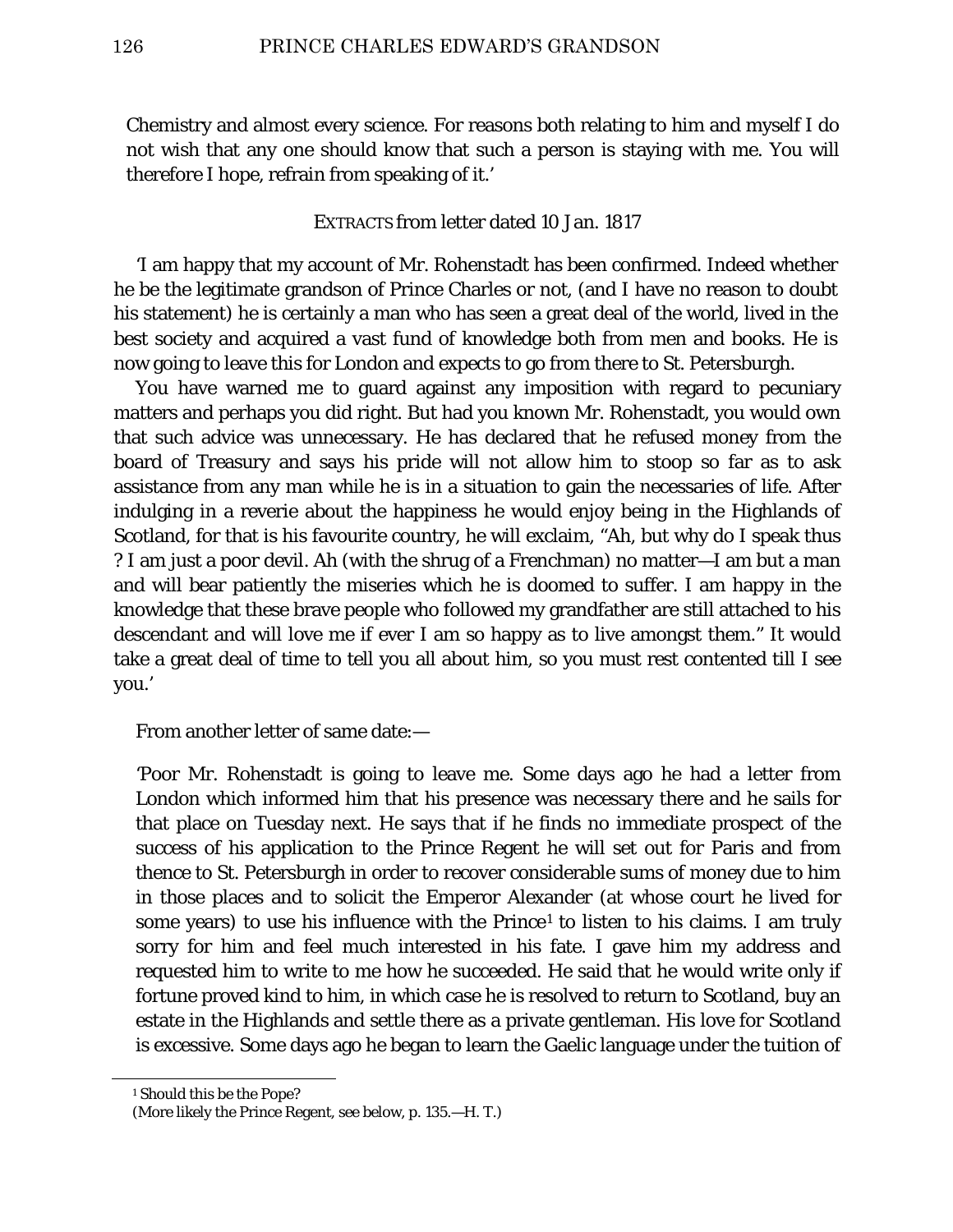Chemistry and almost every science. For reasons both relating to him and myself I do not wish that any one should know that such a person is staying with me. You will therefore I hope, refrain from speaking of it.'

EXTRACTS from letter dated 10 Jan. 1817

'I am happy that my account of Mr. Rohenstadt has been confirmed. Indeed whether he be the legitimate grandson of Prince Charles or not, (and I have no reason to doubt his statement) he is certainly a man who has seen a great deal of the world, lived in the best society and acquired a vast fund of knowledge both from men and books. He is now going to leave this for London and expects to go from there to St. Petersburgh.

You have warned me to guard against any imposition with regard to pecuniary matters and perhaps you did right. But had you known Mr. Rohenstadt, you would own that such advice was unnecessary. He has declared that he refused money from the board of Treasury and says his pride will not allow him to stoop so far as to ask assistance from any man while he is in a situation to gain the necessaries of life. After indulging in a reverie about the happiness he would enjoy being in the Highlands of Scotland, for that is his favourite country, he will exclaim, "Ah, but why do I speak thus ? I am just a poor devil. Ah (with the shrug of a Frenchman) no matter—I am but a man and will bear patiently the miseries which he is doomed to suffer. I am happy in the knowledge that these brave people who followed my grandfather are still attached to his descendant and will love me if ever I am so happy as to live amongst them." It would take a great deal of time to tell you all about him, so you must rest contented till I see you.'

From another letter of same date:—

'Poor Mr. Rohenstadt is going to leave me. Some days ago he had a letter from London which informed him that his presence was necessary there and he sails for that place on Tuesday next. He says that if he finds no immediate prospect of the success of his application to the Prince Regent he will set out for Paris and from thence to St. Petersburgh in order to recover considerable sums of money due to him in those places and to solicit the Emperor Alexander (at whose court he lived for some years) to use his influence with the Prince[1] to listen to his claims. I am truly sorry for him and feel much interested in his fate. I gave him my address and requested him to write to me how he succeeded. He said that he would write only if fortune proved kind to him, in which case he is resolved to return to Scotland, buy an estate in the Highlands and settle there as a private gentleman. His love for Scotland is excessive. Some days ago he began to learn the Gaelic language under the tuition of

[1] Should this be the Pope?
(More likely the Prince Regent, see below, p. 135.—H. T.)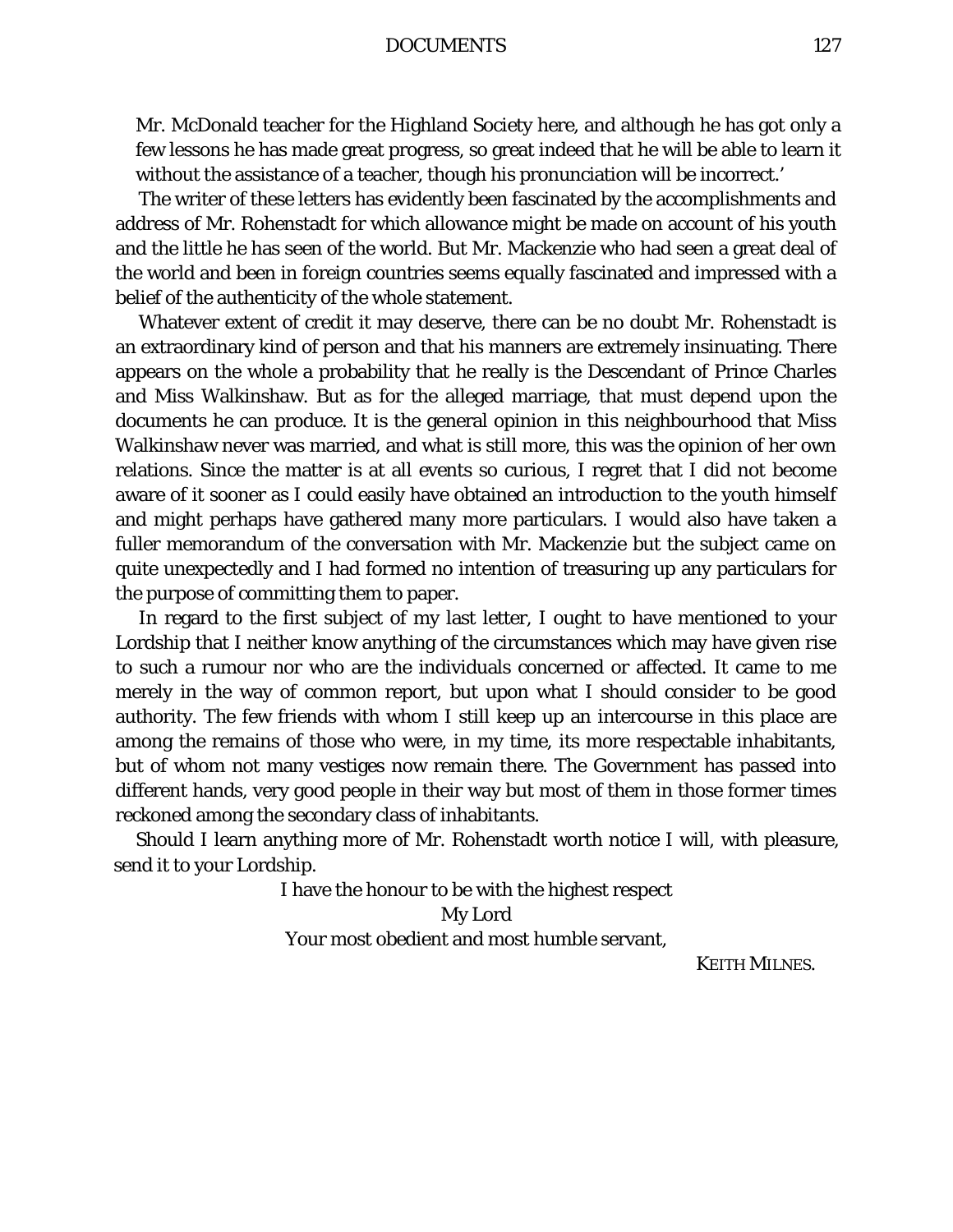Mr. McDonald teacher for the Highland Society here, and although he has got only a few lessons he has made great progress, so great indeed that he will be able to learn it without the assistance of a teacher, though his pronunciation will be incorrect.'

The writer of these letters has evidently been fascinated by the accomplishments and address of Mr. Rohenstadt for which allowance might be made on account of his youth and the little he has seen of the world. But Mr. Mackenzie who had seen a great deal of the world and been in foreign countries seems equally fascinated and impressed with a belief of the authenticity of the whole statement.

Whatever extent of credit it may deserve, there can be no doubt Mr. Rohenstadt is an extraordinary kind of person and that his manners are extremely insinuating. There appears on the whole a probability that he really is the Descendant of Prince Charles and Miss Walkinshaw. But as for the alleged marriage, that must depend upon the documents he can produce. It is the general opinion in this neighbourhood that Miss Walkinshaw never was married, and what is still more, this was the opinion of her own relations. Since the matter is at all events so curious, I regret that I did not become aware of it sooner as I could easily have obtained an introduction to the youth himself and might perhaps have gathered many more particulars. I would also have taken a fuller memorandum of the conversation with Mr. Mackenzie but the subject came on quite unexpectedly and I had formed no intention of treasuring up any particulars for the purpose of committing them to paper.

In regard to the first subject of my last letter, I ought to have mentioned to your Lordship that I neither know anything of the circumstances which may have given rise to such a rumour nor who are the individuals concerned or affected. It came to me merely in the way of common report, but upon what I should consider to be good authority. The few friends with whom I still keep up an intercourse in this place are among the remains of those who were, in my time, its more respectable inhabitants, but of whom not many vestiges now remain there. The Government has passed into different hands, very good people in their way but most of them in those former times reckoned among the secondary class of inhabitants.

Should I learn anything more of Mr. Rohenstadt worth notice I will, with pleasure, send it to your Lordship.

I have the honour to be with the highest respect

My Lord

Your most obedient and most humble servant,

KEITH MILNES.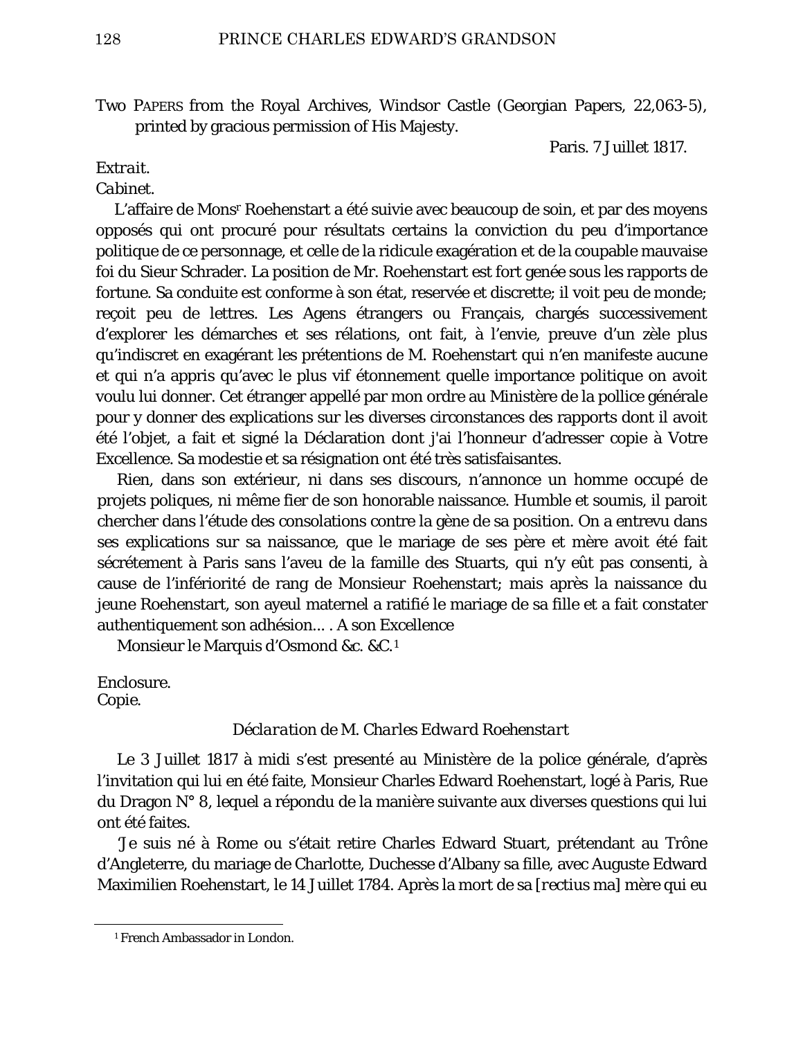Two PAPERS from the Royal Archives, Windsor Castle (Georgian Papers, 22,063-5), printed by gracious permission of His Majesty.

Paris. 7 Juillet 1817.

*Extrait.*

*Cabinet.*

L'affaire de Mons[r] Roehenstart a été suivie avec beaucoup de soin, et par des moyens opposés qui ont procuré pour résultats certains la conviction du peu d'importance politique de ce personnage, et celle de la ridicule exagération et de la coupable mauvaise foi du Sieur Schrader. La position de Mr. Roehenstart est fort genée sous les rapports de fortune. Sa conduite est conforme à son état, reservée et discrette; il voit peu de monde; reçoit peu de lettres. Les Agens étrangers ou Français, chargés successivement d'explorer les démarches et ses rélations, ont fait, à l'envie, preuve d'un zèle plus qu'indiscret en exagérant les prétentions de M. Roehenstart qui n'en manifeste aucune et qui n'a appris qu'avec le plus vif étonnement quelle importance politique on avoit voulu lui donner. Cet étranger appellé par mon ordre au Ministère de la pollice générale pour y donner des explications sur les diverses circonstances des rapports dont il avoit été l'objet, a fait et signé la Déclaration dont j'ai l'honneur d'adresser copie à Votre Excellence. Sa modestie et sa résignation ont été très satisfaisantes.

Rien, dans son extérieur, ni dans ses discours, n'annonce un homme occupé de projets poliques, ni même fier de son honorable naissance. Humble et soumis, il paroit chercher dans l'étude des consolations contre la gène de sa position. On a entrevu dans ses explications sur sa naissance, que le mariage de ses père et mère avoit été fait sécrétement à Paris sans l'aveu de la famille des Stuarts, qui n'y eût pas consenti, à cause de l'infériorité de rang de Monsieur Roehenstart; mais après la naissance du jeune Roehenstart, son ayeul maternel a ratifié le mariage de sa fille et a fait constater authentiquement son adhésion... . A son Excellence

Monsieur le Marquis d'Osmond &c. &C.[1]

Enclosure.

Copie.

*Déclaration de M. Charles Edward Roehenstart*

Le 3 Juillet 1817 à midi s'est presenté au Ministère de la police générale, d'après l'invitation qui lui en été faite, Monsieur Charles Edward Roehenstart, logé à Paris, Rue du Dragon N° 8, lequel a répondu de la manière suivante aux diverses questions qui lui ont été faites.

'Je suis né à Rome ou s'était retire Charles Edward Stuart, prétendant au Trône d'Angleterre, du mariage de Charlotte, Duchesse d'Albany sa fille, avec Auguste Edward Maximilien Roehenstart, le 14 Juillet 1784. Après la mort de sa [*rectius* ma] mère qui eu

[1] French Ambassador in London.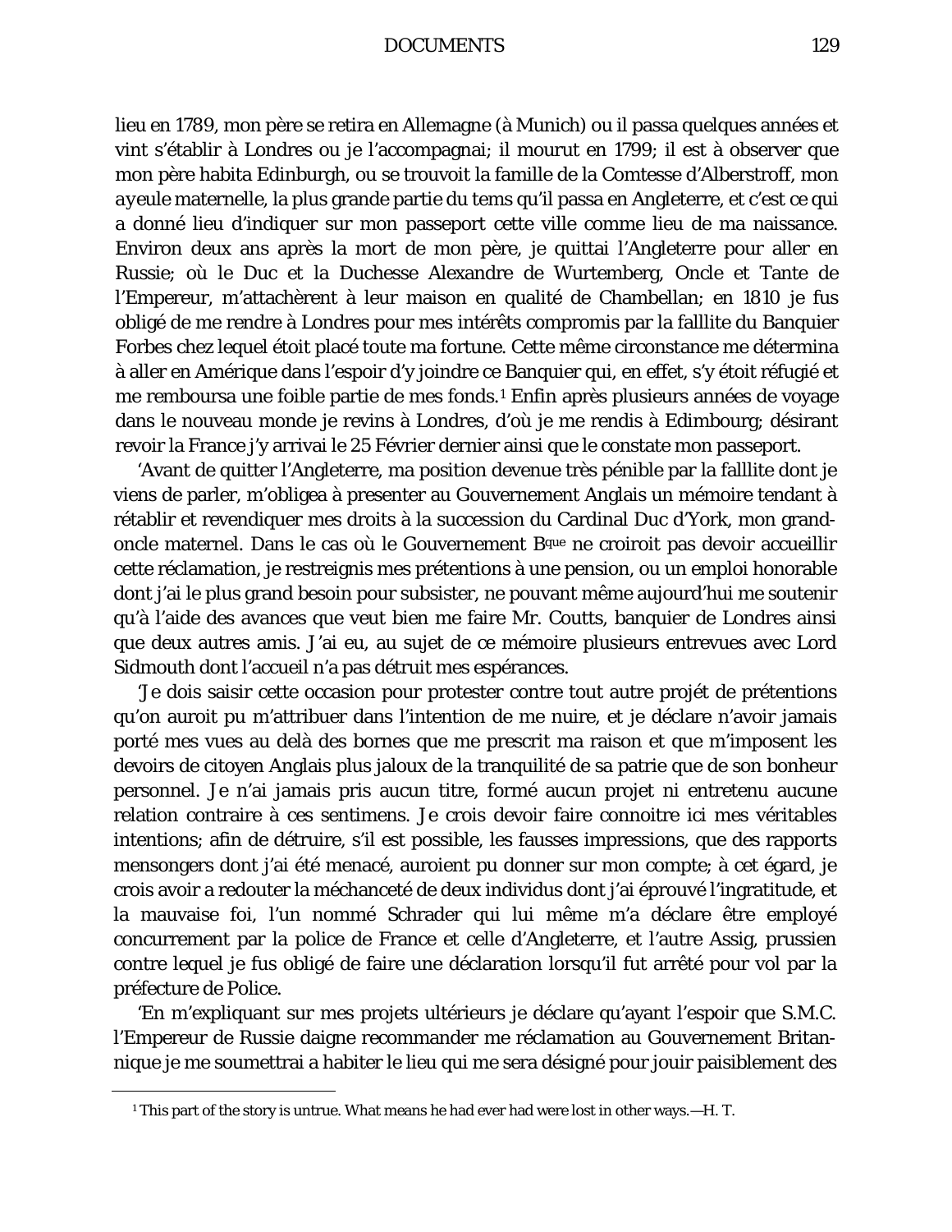lieu en 1789, mon père se retira en Allemagne (à Munich) ou il passa quelques années et vint s'établir à Londres ou je l'accompagnai; il mourut en 1799; il est à observer que mon père habita Edinburgh, ou se trouvoit la famille de la Comtesse d'Alberstroff, mon ayeule maternelle, la plus grande partie du tems qu'il passa en Angleterre, et c'est ce qui a donné lieu d'indiquer sur mon passeport cette ville comme lieu de ma naissance. Environ deux ans après la mort de mon père, je quittai l'Angleterre pour aller en Russie; où le Duc et la Duchesse Alexandre de Wurtemberg, Oncle et Tante de l'Empereur, m'attachèrent à leur maison en qualité de Chambellan; en 1810 je fus obligé de me rendre à Londres pour mes intérêts compromis par la falllite du Banquier Forbes chez lequel étoit placé toute ma fortune. Cette même circonstance me détermina à aller en Amérique dans l'espoir d'y joindre ce Banquier qui, en effet, s'y étoit réfugié et me remboursa une foible partie de mes fonds.[1] Enfin après plusieurs années de voyage dans le nouveau monde je revins à Londres, d'où je me rendis à Edimbourg; désirant revoir la France j'y arrivai le 25 Février dernier ainsi que le constate mon passeport.

'Avant de quitter l'Angleterre, ma position devenue très pénible par la falllite dont je viens de parler, m'obligea à presenter au Gouvernement Anglais un mémoire tendant à rétablir et revendiquer mes droits à la succession du Cardinal Duc d'York, mon grand-oncle maternel. Dans le cas où le Gouvernement B[que] ne croiroit pas devoir accueillir cette réclamation, je restreignis mes prétentions à une pension, ou un emploi honorable dont j'ai le plus grand besoin pour subsister, ne pouvant même aujourd'hui me soutenir qu'à l'aide des avances que veut bien me faire Mr. Coutts, banquier de Londres ainsi que deux autres amis. J'ai eu, au sujet de ce mémoire plusieurs entrevues avec Lord Sidmouth dont l'accueil n'a pas détruit mes espérances.

'Je dois saisir cette occasion pour protester contre tout autre projét de prétentions qu'on auroit pu m'attribuer dans l'intention de me nuire, et je déclare n'avoir jamais porté mes vues au delà des bornes que me prescrit ma raison et que m'imposent les devoirs de citoyen Anglais plus jaloux de la tranquilité de sa patrie que de son bonheur personnel. Je n'ai jamais pris aucun titre, formé aucun projet ni entretenu aucune relation contraire à ces sentimens. Je crois devoir faire connoitre ici mes véritables intentions; afin de détruire, s'il est possible, les fausses impressions, que des rapports mensongers dont j'ai été menacé, auroient pu donner sur mon compte; à cet égard, je crois avoir a redouter la méchanceté de deux individus dont j'ai éprouvé l'ingratitude, et la mauvaise foi, l'un nommé Schrader qui lui même m'a déclare être employé concurrement par la police de France et celle d'Angleterre, et l'autre Assig, prussien contre lequel je fus obligé de faire une déclaration lorsqu'il fut arrêté pour vol par la préfecture de Police.

'En m'expliquant sur mes projets ultérieurs je déclare qu'ayant l'espoir que S.M.C. l'Empereur de Russie daigne recommander me réclamation au Gouvernement Britannique je me soumettrai a habiter le lieu qui me sera désigné pour jouir paisiblement des

[1] This part of the story is untrue. What means he had ever had were lost in other ways.—H. T.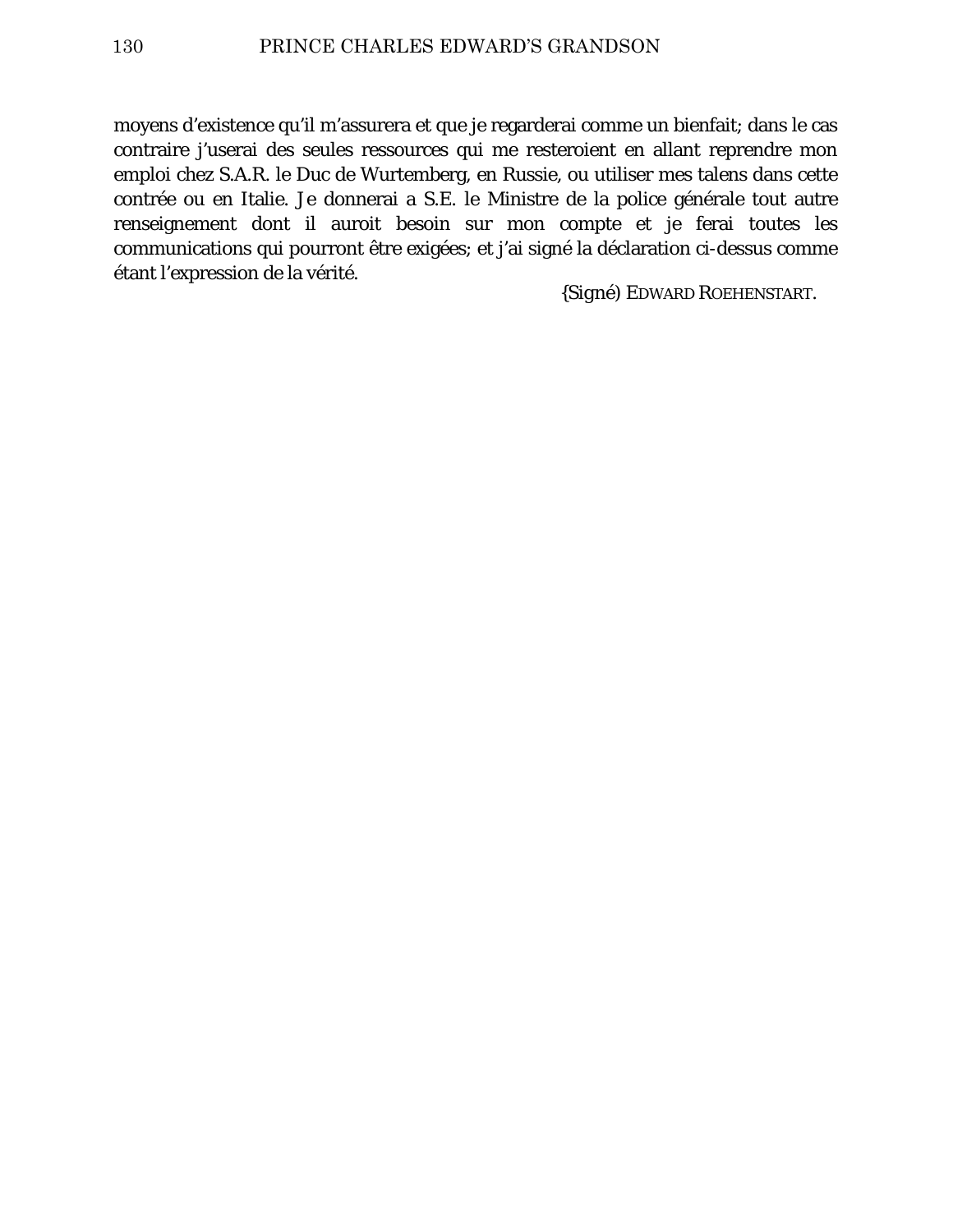moyens d'existence qu'il m'assurera et que je regarderai comme un bienfait; dans le cas contraire j'userai des seules ressources qui me resteroient en allant reprendre mon emploi chez S.A.R. le Duc de Wurtemberg, en Russie, ou utiliser mes talens dans cette contrée ou en Italie. Je donnerai a S.E. le Ministre de la police générale tout autre renseignement dont il auroit besoin sur mon compte et je ferai toutes les communications qui pourront être exigées; et j'ai signé la déclaration ci-dessus comme étant l'expression de la vérité.

{Signé) EDWARD ROEHENSTART.